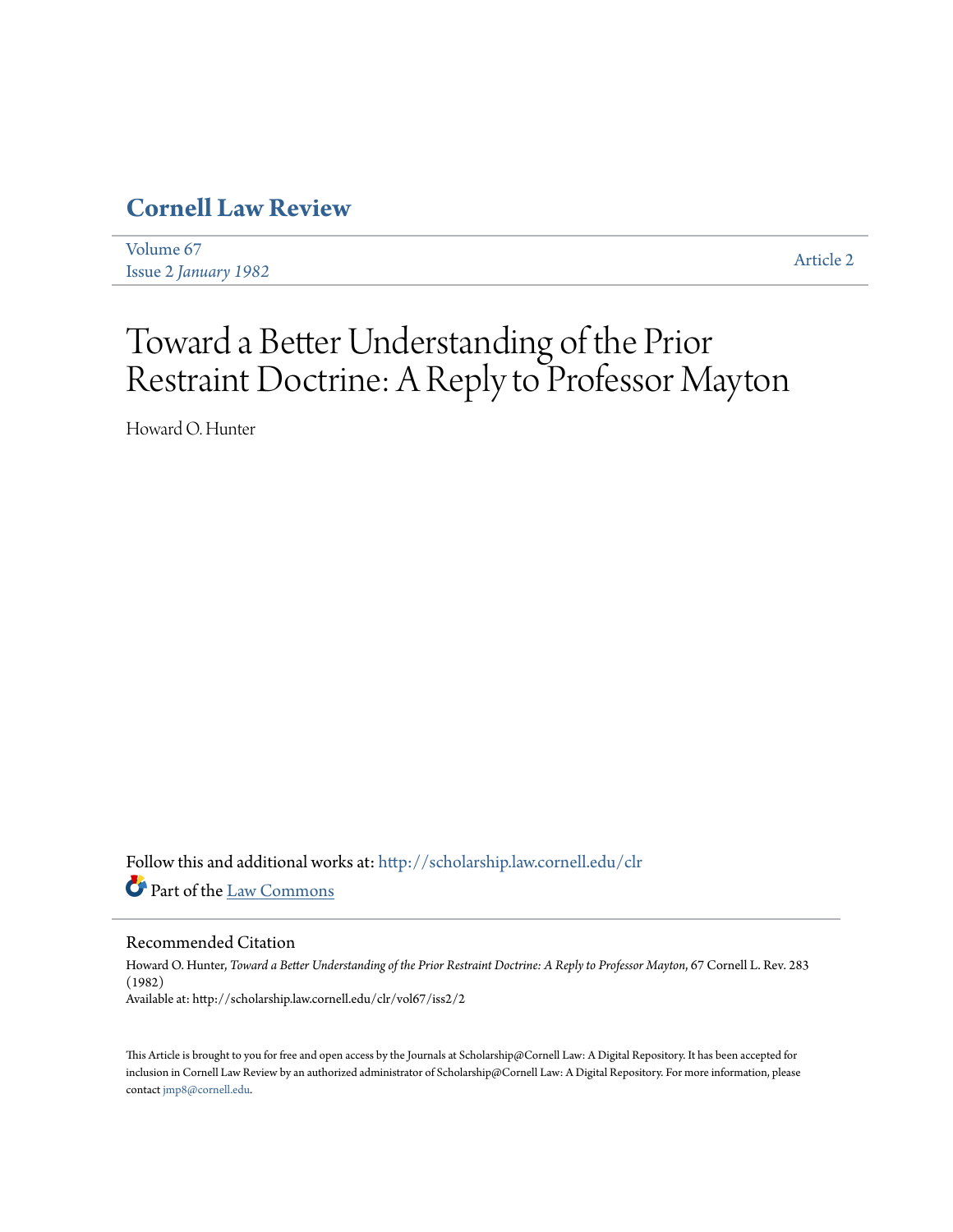# Cornell Law Review

Volume 67
Issue 2 *January 1982*

Article 2

# Toward a Better Understanding of the Prior Restraint Doctrine: A Reply to Professor Mayton

Howard O. Hunter

Follow this and additional works at: http://scholarship.law.cornell.edu/clr

Part of the Law Commons

## Recommended Citation

Howard O. Hunter, *Toward a Better Understanding of the Prior Restraint Doctrine: A Reply to Professor Mayton*, 67 Cornell L. Rev. 283 (1982)
Available at: http://scholarship.law.cornell.edu/clr/vol67/iss2/2

This Article is brought to you for free and open access by the Journals at Scholarship@Cornell Law: A Digital Repository. It has been accepted for inclusion in Cornell Law Review by an authorized administrator of Scholarship@Cornell Law: A Digital Repository. For more information, please contact jmp8@cornell.edu.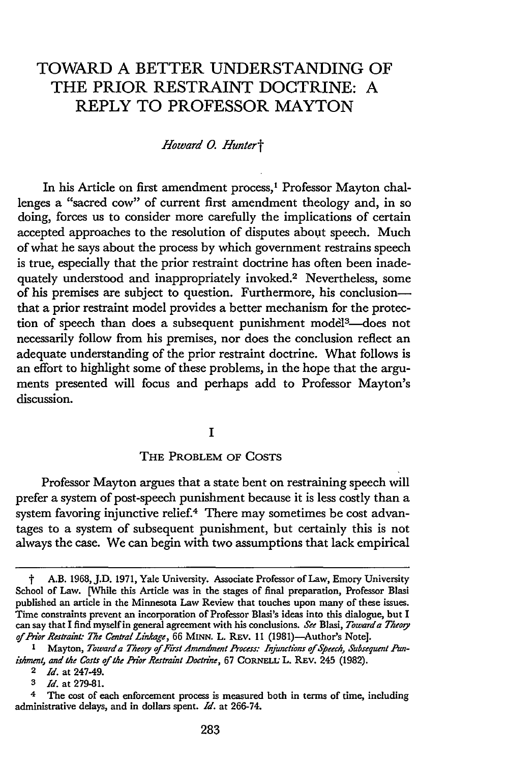# TOWARD A BETTER UNDERSTANDING OF THE PRIOR RESTRAINT DOCTRINE: A REPLY TO PROFESSOR MAYTON

*Howard O. Hunter*†

In his Article on first amendment process,[1] Professor Mayton challenges a "sacred cow" of current first amendment theology and, in so doing, forces us to consider more carefully the implications of certain accepted approaches to the resolution of disputes about speech. Much of what he says about the process by which government restrains speech is true, especially that the prior restraint doctrine has often been inadequately understood and inappropriately invoked.[2] Nevertheless, some of his premises are subject to question. Furthermore, his conclusion—that a prior restraint model provides a better mechanism for the protection of speech than does a subsequent punishment model[3]—does not necessarily follow from his premises, nor does the conclusion reflect an adequate understanding of the prior restraint doctrine. What follows is an effort to highlight some of these problems, in the hope that the arguments presented will focus and perhaps add to Professor Mayton's discussion.

## I

### THE PROBLEM OF COSTS

Professor Mayton argues that a state bent on restraining speech will prefer a system of post-speech punishment because it is less costly than a system favoring injunctive relief.[4] There may sometimes be cost advantages to a system of subsequent punishment, but certainly this is not always the case. We can begin with two assumptions that lack empirical

---

† A.B. 1968, J.D. 1971, Yale University. Associate Professor of Law, Emory University School of Law. [While this Article was in the stages of final preparation, Professor Blasi published an article in the Minnesota Law Review that touches upon many of these issues. Time constraints prevent an incorporation of Professor Blasi's ideas into this dialogue, but I can say that I find myself in general agreement with his conclusions. *See* Blasi, *Toward a Theory of Prior Restraint: The Central Linkage*, 66 MINN. L. REV. 11 (1981)—Author's Note].

1 Mayton, *Toward a Theory of First Amendment Process: Injunctions of Speech, Subsequent Punishment, and the Costs of the Prior Restraint Doctrine*, 67 CORNELL L. REV. 245 (1982).

2 *Id.* at 247-49.

3 *Id.* at 279-81.

4 The cost of each enforcement process is measured both in terms of time, including administrative delays, and in dollars spent. *Id.* at 266-74.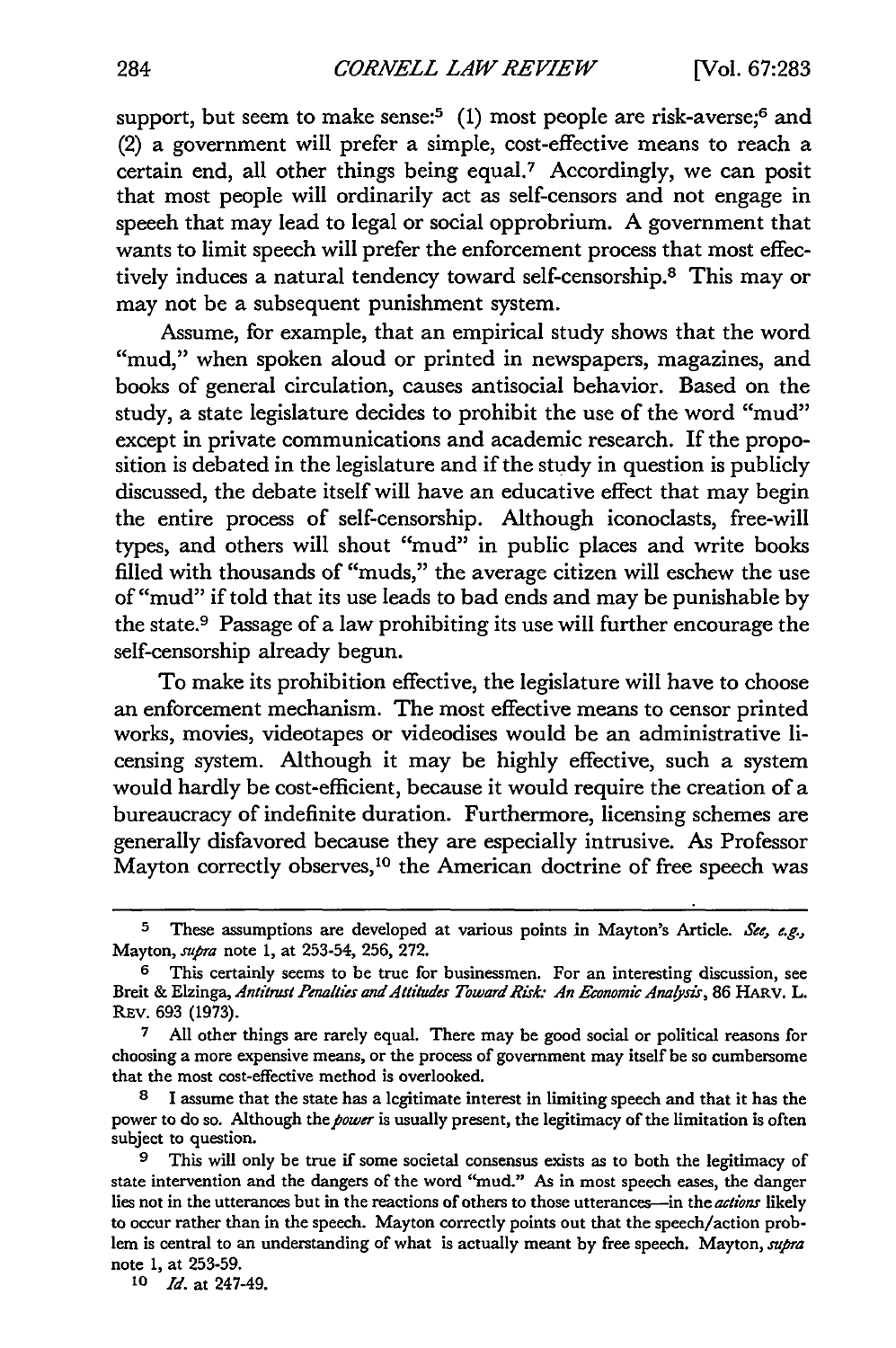support, but seem to make sense:[5] (1) most people are risk-averse;[6] and (2) a government will prefer a simple, cost-effective means to reach a certain end, all other things being equal.[7] Accordingly, we can posit that most people will ordinarily act as self-censors and not engage in speech that may lead to legal or social opprobrium. A government that wants to limit speech will prefer the enforcement process that most effectively induces a natural tendency toward self-censorship.[8] This may or may not be a subsequent punishment system.

Assume, for example, that an empirical study shows that the word "mud," when spoken aloud or printed in newspapers, magazines, and books of general circulation, causes antisocial behavior. Based on the study, a state legislature decides to prohibit the use of the word "mud" except in private communications and academic research. If the proposition is debated in the legislature and if the study in question is publicly discussed, the debate itself will have an educative effect that may begin the entire process of self-censorship. Although iconoclasts, free-will types, and others will shout "mud" in public places and write books filled with thousands of "muds," the average citizen will eschew the use of "mud" if told that its use leads to bad ends and may be punishable by the state.[9] Passage of a law prohibiting its use will further encourage the self-censorship already begun.

To make its prohibition effective, the legislature will have to choose an enforcement mechanism. The most effective means to censor printed works, movies, videotapes or videodiscs would be an administrative licensing system. Although it may be highly effective, such a system would hardly be cost-efficient, because it would require the creation of a bureaucracy of indefinite duration. Furthermore, licensing schemes are generally disfavored because they are especially intrusive. As Professor Mayton correctly observes,[10] the American doctrine of free speech was

---

[5] These assumptions are developed at various points in Mayton's Article. *See, e.g.*, Mayton, *supra* note 1, at 253-54, 256, 272.

[6] This certainly seems to be true for businessmen. For an interesting discussion, see Breit & Elzinga, *Antitrust Penalties and Attitudes Toward Risk: An Economic Analysis*, 86 HARV. L. REV. 693 (1973).

[7] All other things are rarely equal. There may be good social or political reasons for choosing a more expensive means, or the process of government may itself be so cumbersome that the most cost-effective method is overlooked.

[8] I assume that the state has a legitimate interest in limiting speech and that it has the power to do so. Although the *power* is usually present, the legitimacy of the limitation is often subject to question.

[9] This will only be true if some societal consensus exists as to both the legitimacy of state intervention and the dangers of the word "mud." As in most speech cases, the danger lies not in the utterances but in the reactions of others to those utterances—in the *actions* likely to occur rather than in the speech. Mayton correctly points out that the speech/action problem is central to an understanding of what is actually meant by free speech. Mayton, *supra* note 1, at 253-59.

[10] *Id.* at 247-49.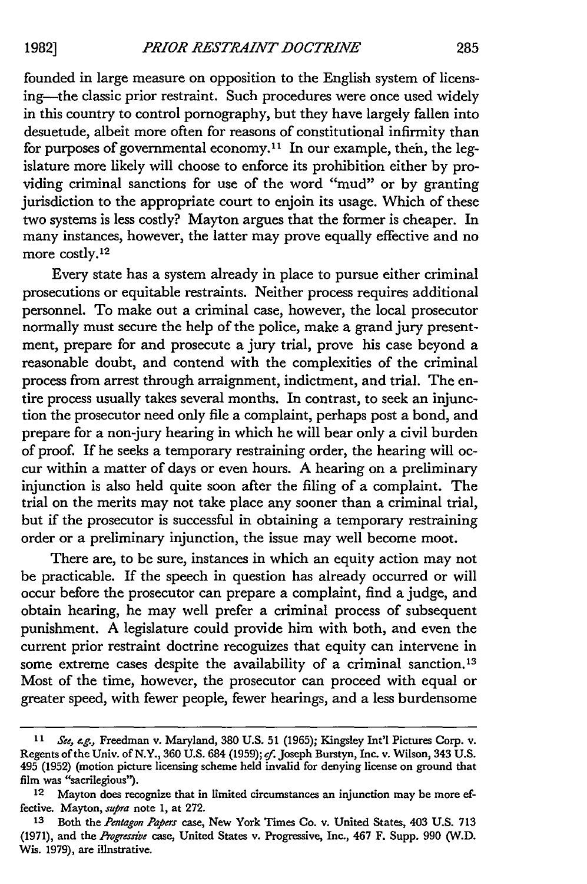founded in large measure on opposition to the English system of licensing—the classic prior restraint. Such procedures were once used widely in this country to control pornography, but they have largely fallen into desuetude, albeit more often for reasons of constitutional infirmity than for purposes of governmental economy.[11] In our example, then, the legislature more likely will choose to enforce its prohibition either by providing criminal sanctions for use of the word "mud" or by granting jurisdiction to the appropriate court to enjoin its usage. Which of these two systems is less costly? Mayton argues that the former is cheaper. In many instances, however, the latter may prove equally effective and no more costly.[12]

Every state has a system already in place to pursue either criminal prosecutions or equitable restraints. Neither process requires additional personnel. To make out a criminal case, however, the local prosecutor normally must secure the help of the police, make a grand jury presentment, prepare for and prosecute a jury trial, prove his case beyond a reasonable doubt, and contend with the complexities of the criminal process from arrest through arraignment, indictment, and trial. The entire process usually takes several months. In contrast, to seek an injunction the prosecutor need only file a complaint, perhaps post a bond, and prepare for a non-jury hearing in which he will bear only a civil burden of proof. If he seeks a temporary restraining order, the hearing will occur within a matter of days or even hours. A hearing on a preliminary injunction is also held quite soon after the filing of a complaint. The trial on the merits may not take place any sooner than a criminal trial, but if the prosecutor is successful in obtaining a temporary restraining order or a preliminary injunction, the issue may well become moot.

There are, to be sure, instances in which an equity action may not be practicable. If the speech in question has already occurred or will occur before the prosecutor can prepare a complaint, find a judge, and obtain hearing, he may well prefer a criminal process of subsequent punishment. A legislature could provide him with both, and even the current prior restraint doctrine recognizes that equity can intervene in some extreme cases despite the availability of a criminal sanction.[13] Most of the time, however, the prosecutor can proceed with equal or greater speed, with fewer people, fewer hearings, and a less burdensome

---

[11] *See, e.g.,* Freedman v. Maryland, 380 U.S. 51 (1965); Kingsley Int'l Pictures Corp. v. Regents of the Univ. of N.Y., 360 U.S. 684 (1959); *cf.* Joseph Burstyn, Inc. v. Wilson, 343 U.S. 495 (1952) (motion picture licensing scheme held invalid for denying license on ground that film was "sacrilegious").

[12] Mayton does recognize that in limited circumstances an injunction may be more effective. Mayton, *supra* note 1, at 272.

[13] Both the *Pentagon Papers* case, New York Times Co. v. United States, 403 U.S. 713 (1971), and the *Progressive* case, United States v. Progressive, Inc., 467 F. Supp. 990 (W.D. Wis. 1979), are illustrative.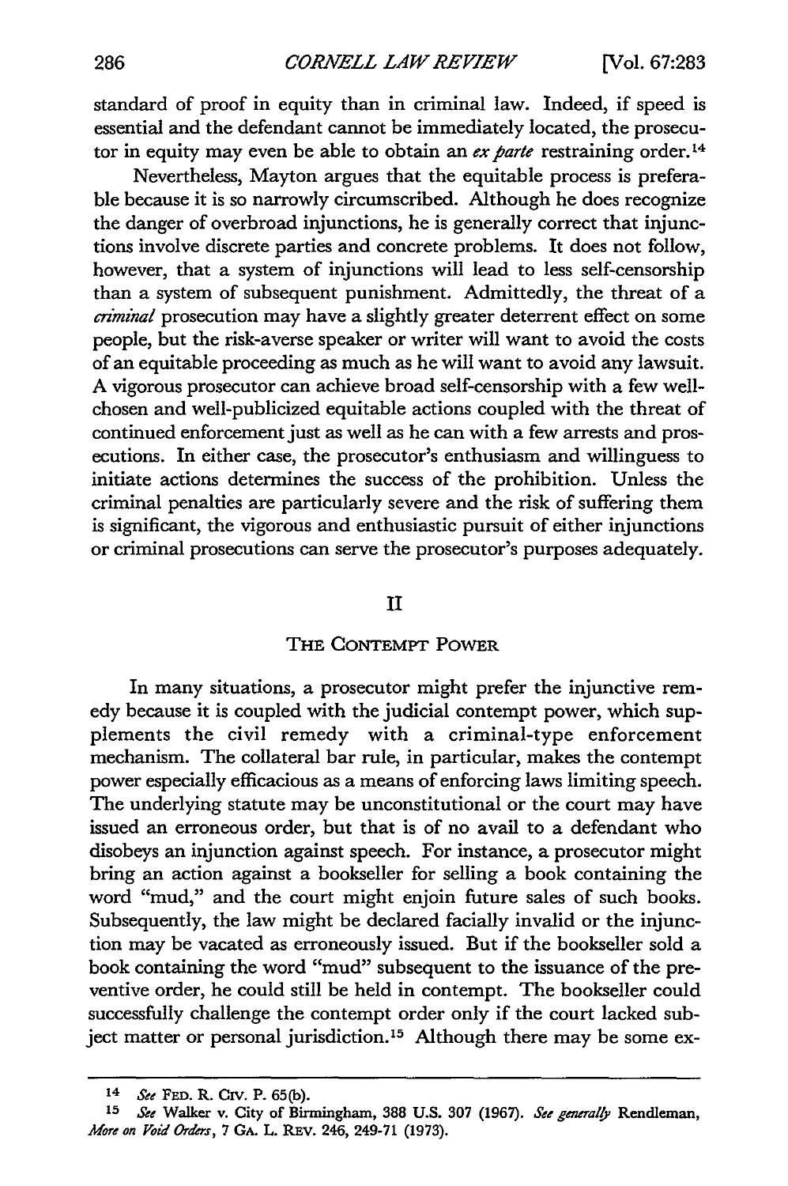standard of proof in equity than in criminal law. Indeed, if speed is essential and the defendant cannot be immediately located, the prosecutor in equity may even be able to obtain an *ex parte* restraining order.[14]

Nevertheless, Mayton argues that the equitable process is preferable because it is so narrowly circumscribed. Although he does recognize the danger of overbroad injunctions, he is generally correct that injunctions involve discrete parties and concrete problems. It does not follow, however, that a system of injunctions will lead to less self-censorship than a system of subsequent punishment. Admittedly, the threat of a *criminal* prosecution may have a slightly greater deterrent effect on some people, but the risk-averse speaker or writer will want to avoid the costs of an equitable proceeding as much as he will want to avoid any lawsuit. A vigorous prosecutor can achieve broad self-censorship with a few well-chosen and well-publicized equitable actions coupled with the threat of continued enforcement just as well as he can with a few arrests and prosecutions. In either case, the prosecutor's enthusiasm and willinguess to initiate actions determines the success of the prohibition. Unless the criminal penalties are particularly severe and the risk of suffering them is significant, the vigorous and enthusiastic pursuit of either injunctions or criminal prosecutions can serve the prosecutor's purposes adequately.

## II

## THE CONTEMPT POWER

In many situations, a prosecutor might prefer the injunctive remedy because it is coupled with the judicial contempt power, which supplements the civil remedy with a criminal-type enforcement mechanism. The collateral bar rule, in particular, makes the contempt power especially efficacious as a means of enforcing laws limiting speech. The underlying statute may be unconstitutional or the court may have issued an erroneous order, but that is of no avail to a defendant who disobeys an injunction against speech. For instance, a prosecutor might bring an action against a bookseller for selling a book containing the word "mud," and the court might enjoin future sales of such books. Subsequently, the law might be declared facially invalid or the injunction may be vacated as erroneously issued. But if the bookseller sold a book containing the word "mud" subsequent to the issuance of the preventive order, he could still be held in contempt. The bookseller could successfully challenge the contempt order only if the court lacked subject matter or personal jurisdiction.[15] Although there may be some ex-

---

[14] *See* FED. R. CIV. P. 65(b).

[15] *See* Walker v. City of Birmingham, 388 U.S. 307 (1967). *See generally* Rendleman, *More on Void Orders*, 7 GA. L. REV. 246, 249-71 (1973).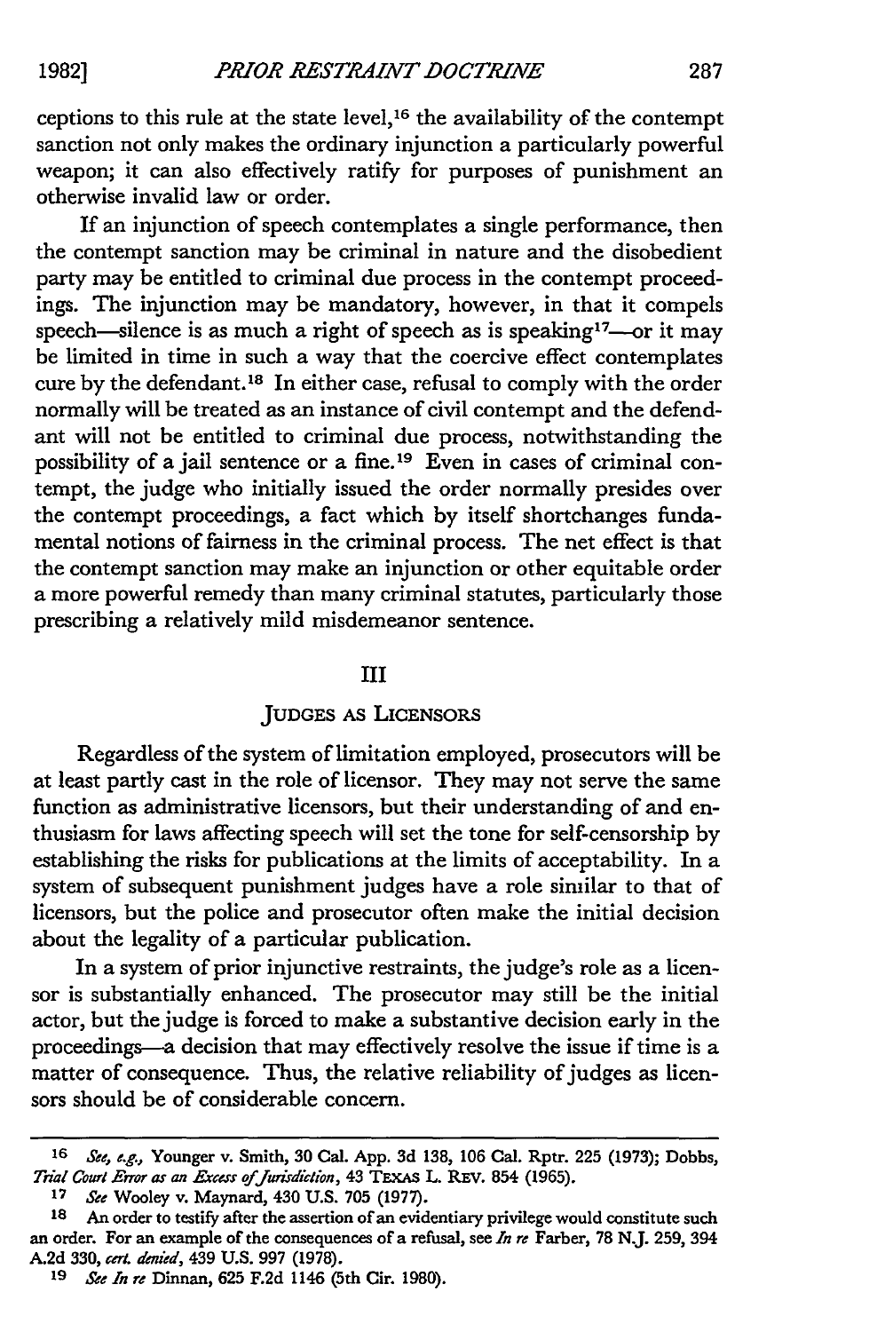ceptions to this rule at the state level,[16] the availability of the contempt sanction not only makes the ordinary injunction a particularly powerful weapon; it can also effectively ratify for purposes of punishment an otherwise invalid law or order.

If an injunction of speech contemplates a single performance, then the contempt sanction may be criminal in nature and the disobedient party may be entitled to criminal due process in the contempt proceedings. The injunction may be mandatory, however, in that it compels speech—silence is as much a right of speech as is speaking[17]—or it may be limited in time in such a way that the coercive effect contemplates cure by the defendant.[18] In either case, refusal to comply with the order normally will be treated as an instance of civil contempt and the defendant will not be entitled to criminal due process, notwithstanding the possibility of a jail sentence or a fine.[19] Even in cases of criminal contempt, the judge who initially issued the order normally presides over the contempt proceedings, a fact which by itself shortchanges fundamental notions of fairness in the criminal process. The net effect is that the contempt sanction may make an injunction or other equitable order a more powerful remedy than many criminal statutes, particularly those prescribing a relatively mild misdemeanor sentence.

## III

## JUDGES AS LICENSORS

Regardless of the system of limitation employed, prosecutors will be at least partly cast in the role of licensor. They may not serve the same function as administrative licensors, but their understanding of and enthusiasm for laws affecting speech will set the tone for self-censorship by establishing the risks for publications at the limits of acceptability. In a system of subsequent punishment judges have a role similar to that of licensors, but the police and prosecutor often make the initial decision about the legality of a particular publication.

In a system of prior injunctive restraints, the judge's role as a licensor is substantially enhanced. The prosecutor may still be the initial actor, but the judge is forced to make a substantive decision early in the proceedings—a decision that may effectively resolve the issue if time is a matter of consequence. Thus, the relative reliability of judges as licensors should be of considerable concern.

---

[16] *See, e.g.,* Younger v. Smith, 30 Cal. App. 3d 138, 106 Cal. Rptr. 225 (1973); Dobbs, *Trial Court Error as an Excess of Jurisdiction*, 43 TEXAS L. REV. 854 (1965).

[17] *See* Wooley v. Maynard, 430 U.S. 705 (1977).

[18] An order to testify after the assertion of an evidentiary privilege would constitute such an order. For an example of the consequences of a refusal, see *In re* Farber, 78 N.J. 259, 394 A.2d 330, *cert. denied*, 439 U.S. 997 (1978).

[19] *See In re* Dinnan, 625 F.2d 1146 (5th Cir. 1980).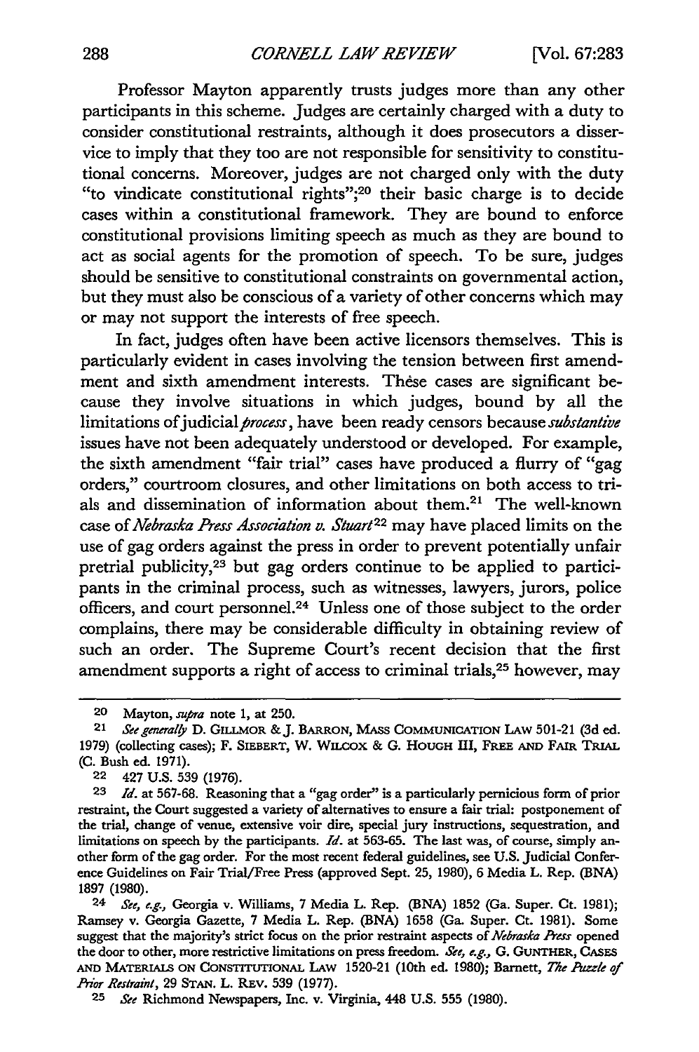Professor Mayton apparently trusts judges more than any other participants in this scheme. Judges are certainly charged with a duty to consider constitutional restraints, although it does prosecutors a disservice to imply that they too are not responsible for sensitivity to constitutional concerns. Moreover, judges are not charged only with the duty "to vindicate constitutional rights";[20] their basic charge is to decide cases within a constitutional framework. They are bound to enforce constitutional provisions limiting speech as much as they are bound to act as social agents for the promotion of speech. To be sure, judges should be sensitive to constitutional constraints on governmental action, but they must also be conscious of a variety of other concerns which may or may not support the interests of free speech.

In fact, judges often have been active licensors themselves. This is particularly evident in cases involving the tension between first amendment and sixth amendment interests. These cases are significant because they involve situations in which judges, bound by all the limitations of judicial *process*, have been ready censors because *substantive* issues have not been adequately understood or developed. For example, the sixth amendment "fair trial" cases have produced a flurry of "gag orders," courtroom closures, and other limitations on both access to trials and dissemination of information about them.[21] The well-known case of *Nebraska Press Association v. Stuart*[22] may have placed limits on the use of gag orders against the press in order to prevent potentially unfair pretrial publicity,[23] but gag orders continue to be applied to participants in the criminal process, such as witnesses, lawyers, jurors, police officers, and court personnel.[24] Unless one of those subject to the order complains, there may be considerable difficulty in obtaining review of such an order. The Supreme Court's recent decision that the first amendment supports a right of access to criminal trials,[25] however, may

---

[20] Mayton, *supra* note 1, at 250.

[21] *See generally* D. GILLMOR & J. BARRON, MASS COMMUNICATION LAW 501-21 (3d ed. 1979) (collecting cases); F. SIEBERT, W. WILCOX & G. HOUGH III, FREE AND FAIR TRIAL (C. Bush ed. 1971).

[22] 427 U.S. 539 (1976).

[23] *Id.* at 567-68. Reasoning that a "gag order" is a particularly pernicious form of prior restraint, the Court suggested a variety of alternatives to ensure a fair trial: postponement of the trial, change of venue, extensive voir dire, special jury instructions, sequestration, and limitations on speech by the participants. *Id.* at 563-65. The last was, of course, simply another form of the gag order. For the most recent federal guidelines, see U.S. Judicial Conference Guidelines on Fair Trial/Free Press (approved Sept. 25, 1980), 6 Media L. Rep. (BNA) 1897 (1980).

[24] *See, e.g.*, Georgia v. Williams, 7 Media L. Rep. (BNA) 1852 (Ga. Super. Ct. 1981); Ramsey v. Georgia Gazette, 7 Media L. Rep. (BNA) 1658 (Ga. Super. Ct. 1981). Some suggest that the majority's strict focus on the prior restraint aspects of *Nebraska Press* opened the door to other, more restrictive limitations on press freedom. *See, e.g.*, G. GUNTHER, CASES AND MATERIALS ON CONSTITUTIONAL LAW 1520-21 (10th ed. 1980); Barnett, *The Puzzle of Prior Restraint*, 29 STAN. L. REV. 539 (1977).

[25] *See* Richmond Newspapers, Inc. v. Virginia, 448 U.S. 555 (1980).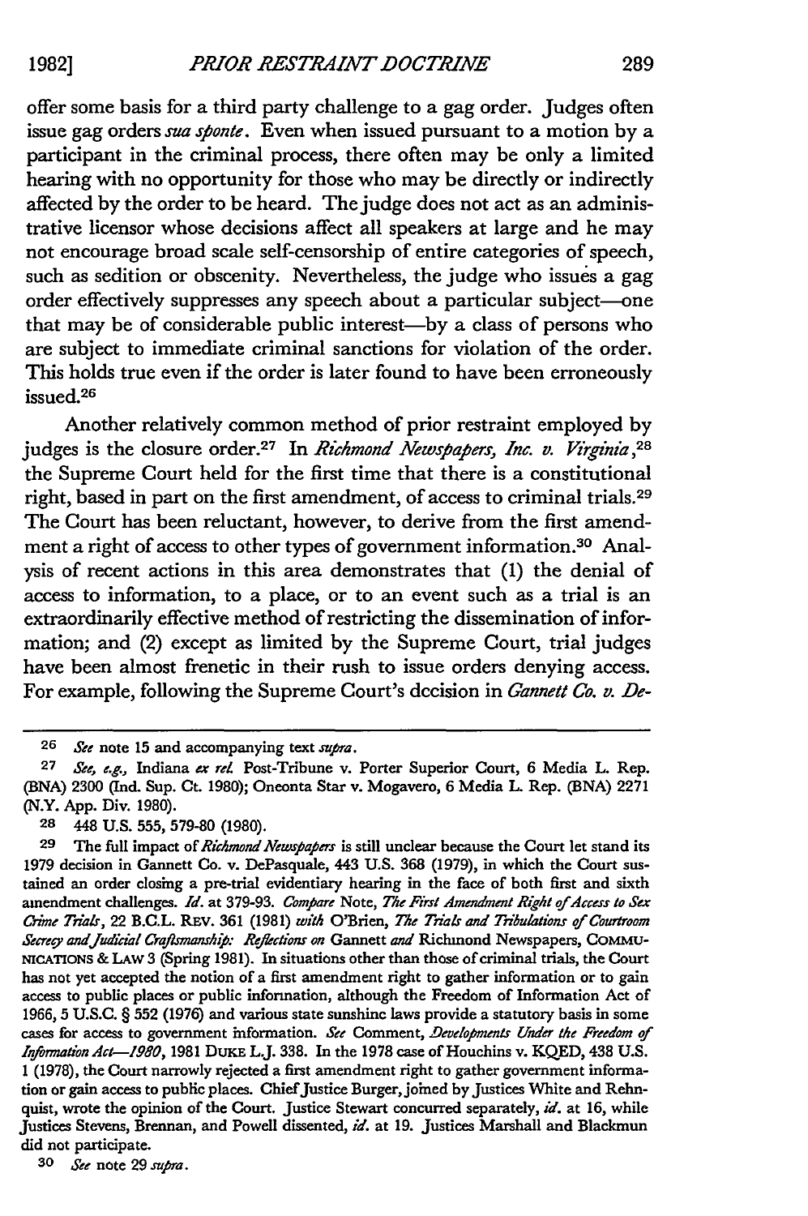offer some basis for a third party challenge to a gag order. Judges often issue gag orders *sua sponte*. Even when issued pursuant to a motion by a participant in the criminal process, there often may be only a limited hearing with no opportunity for those who may be directly or indirectly affected by the order to be heard. The judge does not act as an administrative licensor whose decisions affect all speakers at large and he may not encourage broad scale self-censorship of entire categories of speech, such as sedition or obscenity. Nevertheless, the judge who issues a gag order effectively suppresses any speech about a particular subject—one that may be of considerable public interest—by a class of persons who are subject to immediate criminal sanctions for violation of the order. This holds true even if the order is later found to have been erroneously issued.[26]

Another relatively common method of prior restraint employed by judges is the closure order.[27] In *Richmond Newspapers, Inc. v. Virginia*,[28] the Supreme Court held for the first time that there is a constitutional right, based in part on the first amendment, of access to criminal trials.[29] The Court has been reluctant, however, to derive from the first amendment a right of access to other types of government information.[30] Analysis of recent actions in this area demonstrates that (1) the denial of access to information, to a place, or to an event such as a trial is an extraordinarily effective method of restricting the dissemination of information; and (2) except as limited by the Supreme Court, trial judges have been almost frenetic in their rush to issue orders denying access. For example, following the Supreme Court's decision in *Gannett Co. v. De-*

---

[26] *See* note 15 and accompanying text *supra*.

[27] *See, e.g.*, Indiana *ex rel.* Post-Tribune v. Porter Superior Court, 6 Media L. Rep. (BNA) 2300 (Ind. Sup. Ct. 1980); Oneonta Star v. Mogavero, 6 Media L. Rep. (BNA) 2271 (N.Y. App. Div. 1980).

[28] 448 U.S. 555, 579-80 (1980).

[29] The full impact of *Richmond Newspapers* is still unclear because the Court let stand its 1979 decision in Gannett Co. v. DePasquale, 443 U.S. 368 (1979), in which the Court sustained an order closing a pre-trial evidentiary hearing in the face of both first and sixth amendment challenges. *Id.* at 379-93. *Compare* Note, *The First Amendment Right of Access to Sex Crime Trials*, 22 B.C.L. REV. 361 (1981) *with* O'Brien, *The Trials and Tribulations of Courtroom Secrecy and Judicial Craftsmanship: Reflections on* Gannett *and* Richmond Newspapers, COMMUNICATIONS & LAW 3 (Spring 1981). In situations other than those of criminal trials, the Court has not yet accepted the notion of a first amendment right to gather information or to gain access to public places or public information, although the Freedom of Information Act of 1966, 5 U.S.C. § 552 (1976) and various state sunshine laws provide a statutory basis in some cases for access to government information. *See* Comment, *Developments Under the Freedom of Information Act—1980*, 1981 DUKE L.J. 338. In the 1978 case of Houchins v. KQED, 438 U.S. 1 (1978), the Court narrowly rejected a first amendment right to gather government information or gain access to public places. Chief Justice Burger, joined by Justices White and Rehnquist, wrote the opinion of the Court. Justice Stewart concurred separately, *id.* at 16, while Justices Stevens, Brennan, and Powell dissented, *id.* at 19. Justices Marshall and Blackmun did not participate.

[30] *See* note 29 *supra*.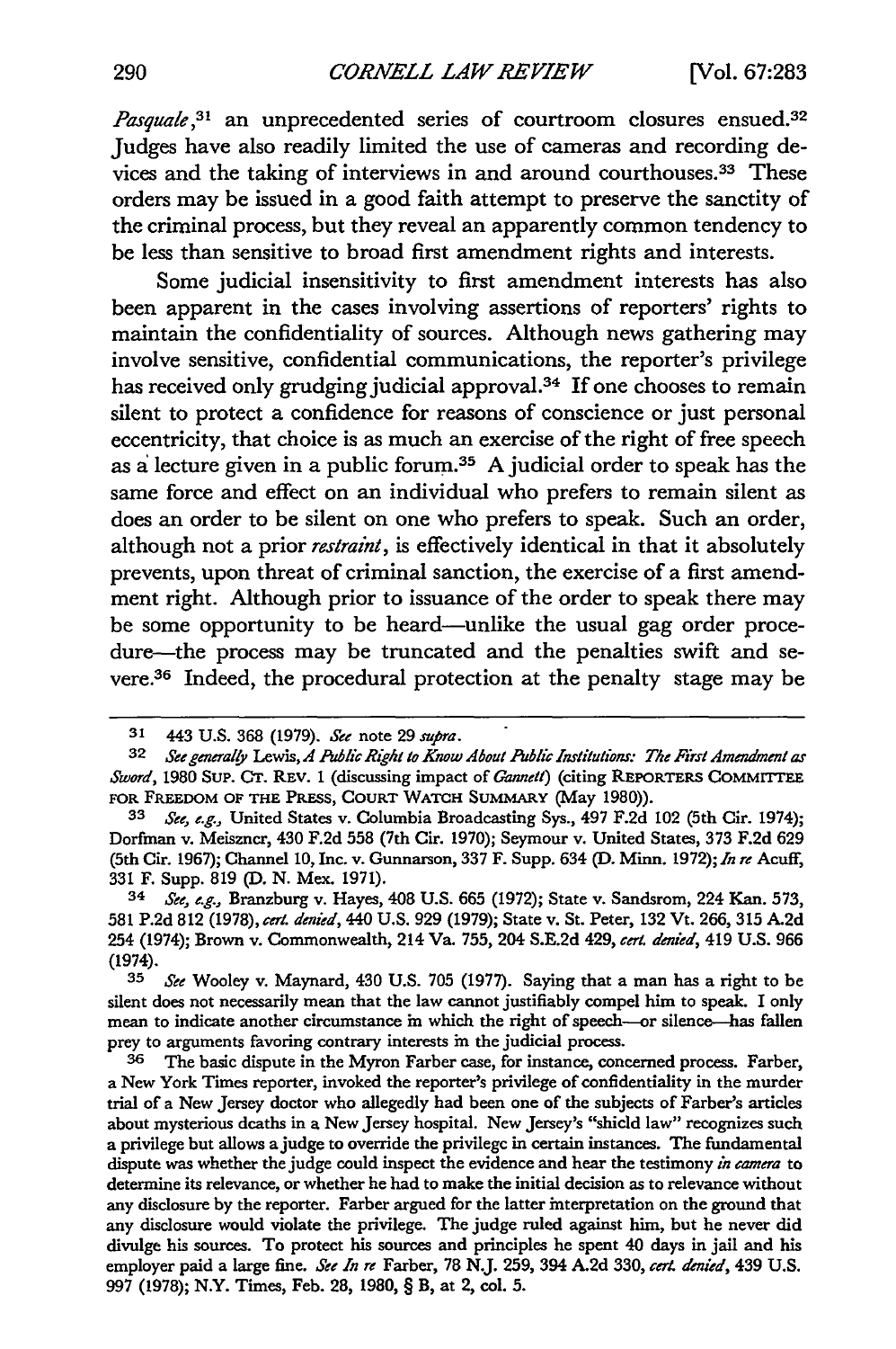*Pasquale*,[31] an unprecedented series of courtroom closures ensued.[32] Judges have also readily limited the use of cameras and recording devices and the taking of interviews in and around courthouses.[33] These orders may be issued in a good faith attempt to preserve the sanctity of the criminal process, but they reveal an apparently common tendency to be less than sensitive to broad first amendment rights and interests.

Some judicial insensitivity to first amendment interests has also been apparent in the cases involving assertions of reporters' rights to maintain the confidentiality of sources. Although news gathering may involve sensitive, confidential communications, the reporter's privilege has received only grudging judicial approval.[34] If one chooses to remain silent to protect a confidence for reasons of conscience or just personal eccentricity, that choice is as much an exercise of the right of free speech as a lecture given in a public forum.[35] A judicial order to speak has the same force and effect on an individual who prefers to remain silent as does an order to be silent on one who prefers to speak. Such an order, although not a prior *restraint*, is effectively identical in that it absolutely prevents, upon threat of criminal sanction, the exercise of a first amendment right. Although prior to issuance of the order to speak there may be some opportunity to be heard—unlike the usual gag order procedure—the process may be truncated and the penalties swift and severe.[36] Indeed, the procedural protection at the penalty stage may be

---

[31] 443 U.S. 368 (1979). *See* note 29 *supra*.

[32] *See generally* Lewis, *A Public Right to Know About Public Institutions: The First Amendment as Sword*, 1980 SUP. CT. REV. 1 (discussing impact of *Gannett*) (citing REPORTERS COMMITTEE FOR FREEDOM OF THE PRESS, COURT WATCH SUMMARY (May 1980)).

[33] *See, e.g.*, United States v. Columbia Broadcasting Sys., 497 F.2d 102 (5th Cir. 1974); Dorfman v. Meiszner, 430 F.2d 558 (7th Cir. 1970); Seymour v. United States, 373 F.2d 629 (5th Cir. 1967); Channel 10, Inc. v. Gunnarson, 337 F. Supp. 634 (D. Minn. 1972); *In re* Acuff, 331 F. Supp. 819 (D. N. Mex. 1971).

[34] *See, e.g.*, Branzburg v. Hayes, 408 U.S. 665 (1972); State v. Sandsrom, 224 Kan. 573, 581 P.2d 812 (1978), *cert. denied*, 440 U.S. 929 (1979); State v. St. Peter, 132 Vt. 266, 315 A.2d 254 (1974); Brown v. Commonwealth, 214 Va. 755, 204 S.E.2d 429, *cert. denied*, 419 U.S. 966 (1974).

[35] *See* Wooley v. Maynard, 430 U.S. 705 (1977). Saying that a man has a right to be silent does not necessarily mean that the law cannot justifiably compel him to speak. I only mean to indicate another circumstance in which the right of speech—or silence—has fallen prey to arguments favoring contrary interests in the judicial process.

[36] The basic dispute in the Myron Farber case, for instance, concerned process. Farber, a New York Times reporter, invoked the reporter's privilege of confidentiality in the murder trial of a New Jersey doctor who allegedly had been one of the subjects of Farber's articles about mysterious deaths in a New Jersey hospital. New Jersey's "shield law" recognizes such a privilege but allows a judge to override the privilege in certain instances. The fundamental dispute was whether the judge could inspect the evidence and hear the testimony *in camera* to determine its relevance, or whether he had to make the initial decision as to relevance without any disclosure by the reporter. Farber argued for the latter interpretation on the ground that any disclosure would violate the privilege. The judge ruled against him, but he never did divulge his sources. To protect his sources and principles he spent 40 days in jail and his employer paid a large fine. *See In re* Farber, 78 N.J. 259, 394 A.2d 330, *cert. denied*, 439 U.S. 997 (1978); N.Y. Times, Feb. 28, 1980, § B, at 2, col. 5.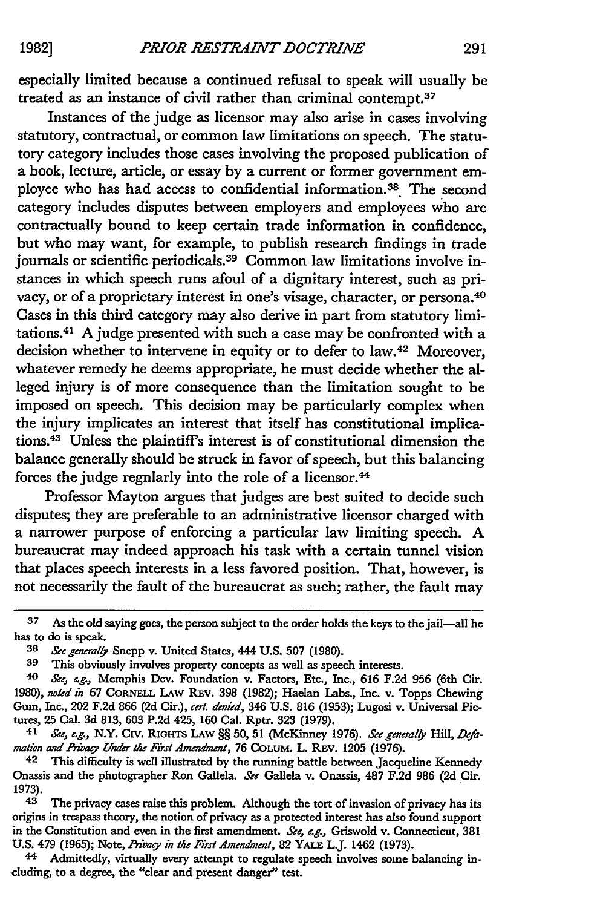especially limited because a continued refusal to speak will usually be treated as an instance of civil rather than criminal contempt.[37]

Instances of the judge as licensor may also arise in cases involving statutory, contractual, or common law limitations on speech. The statutory category includes those cases involving the proposed publication of a book, lecture, article, or essay by a current or former government employee who has had access to confidential information.[38] The second category includes disputes between employers and employees who are contractually bound to keep certain trade information in confidence, but who may want, for example, to publish research findings in trade journals or scientific periodicals.[39] Common law limitations involve instances in which speech runs afoul of a dignitary interest, such as privacy, or of a proprietary interest in one's visage, character, or persona.[40] Cases in this third category may also derive in part from statutory limitations.[41] A judge presented with such a case may be confronted with a decision whether to intervene in equity or to defer to law.[42] Moreover, whatever remedy he deems appropriate, he must decide whether the alleged injury is of more consequence than the limitation sought to be imposed on speech. This decision may be particularly complex when the injury implicates an interest that itself has constitutional implications.[43] Unless the plaintiff's interest is of constitutional dimension the balance generally should be struck in favor of speech, but this balancing forces the judge regnlarly into the role of a licensor.[44]

Professor Mayton argues that judges are best suited to decide such disputes; they are preferable to an administrative licensor charged with a narrower purpose of enforcing a particular law limiting speech. A bureaucrat may indeed approach his task with a certain tunnel vision that places speech interests in a less favored position. That, however, is not necessarily the fault of the bureaucrat as such; rather, the fault may

---

37 As the old saying goes, the person subject to the order holds the keys to the jail—all he has to do is speak.

38 *See generally* Snepp v. United States, 444 U.S. 507 (1980).

39 This obviously involves property concepts as well as speech interests.

40 *See, e.g.,* Memphis Dev. Foundation v. Factors, Etc., Inc., 616 F.2d 956 (6th Cir. 1980), *noted in* 67 CORNELL LAW REV. 398 (1982); Haelan Labs., Inc. v. Topps Chewing Gum, Inc., 202 F.2d 866 (2d Cir.), *cert. denied*, 346 U.S. 816 (1953); Lugosi v. Universal Pictures, 25 Cal. 3d 813, 603 P.2d 425, 160 Cal. Rptr. 323 (1979).

41 *See, e.g.,* N.Y. CIV. RIGHTS LAW §§ 50, 51 (McKinney 1976). *See generally* Hill, *Defamation and Privacy Under the First Amendment*, 76 COLUM. L. REV. 1205 (1976).

42 This difficulty is well illustrated by the running battle between Jacqueline Kennedy Onassis and the photographer Ron Gallela. *See* Gallela v. Onassis, 487 F.2d 986 (2d Cir. 1973).

43 The privacy cases raise this problem. Although the tort of invasion of privaey has its origins in trespass thcory, the notion of privacy as a protected interest has also found support in the Constitution and even in the first amendment. *See, e.g.,* Griswold v. Connecticut, 381 U.S. 479 (1965); Note, *Privacy in the First Amendment*, 82 YALE L.J. 1462 (1973).

44 Admittedly, virtually every attempt to regulate speech involves some balancing including, to a degree, the "clear and present danger" test.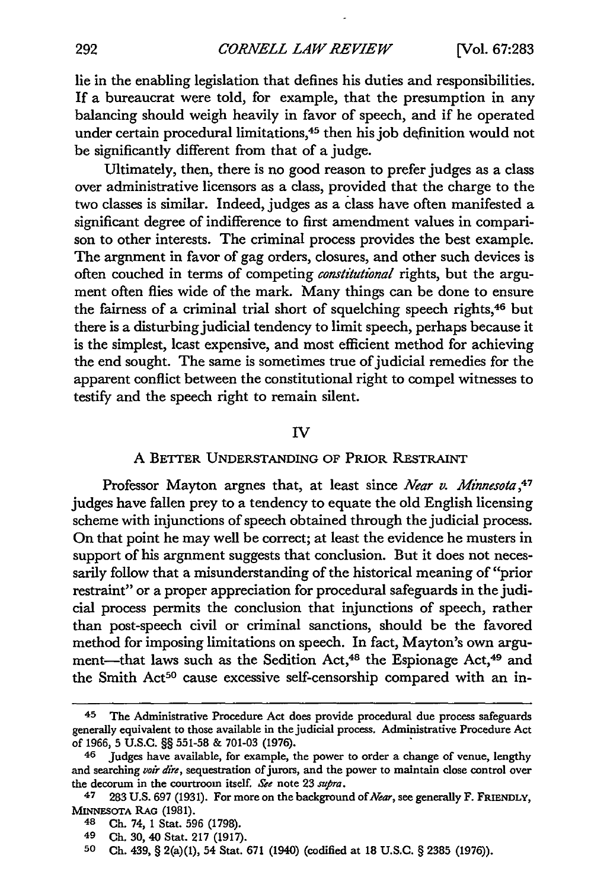lie in the enabling legislation that defines his duties and responsibilities. If a bureaucrat were told, for example, that the presumption in any balancing should weigh heavily in favor of speech, and if he operated under certain procedural limitations,[45] then his job definition would not be significantly different from that of a judge.

Ultimately, then, there is no good reason to prefer judges as a class over administrative licensors as a class, provided that the charge to the two classes is similar. Indeed, judges as a class have often manifested a significant degree of indifference to first amendment values in comparison to other interests. The criminal process provides the best example. The argnment in favor of gag orders, closures, and other such devices is often couched in terms of competing *constitutional* rights, but the argument often flies wide of the mark. Many things can be done to ensure the fairness of a criminal trial short of squelching speech rights,[46] but there is a disturbing judicial tendency to limit speech, perhaps because it is the simplest, least expensive, and most efficient method for achieving the end sought. The same is sometimes true of judicial remedies for the apparent conflict between the constitutional right to compel witnesses to testify and the speech right to remain silent.

## IV

### A Better Understanding of Prior Restraint

Professor Mayton argnes that, at least since *Near v. Minnesota*,[47] judges have fallen prey to a tendency to equate the old English licensing scheme with injunctions of speech obtained through the judicial process. On that point he may well be correct; at least the evidence he musters in support of his argnment suggests that conclusion. But it does not necessarily follow that a misunderstanding of the historical meaning of "prior restraint" or a proper appreciation for procedural safeguards in the judicial process permits the conclusion that injunctions of speech, rather than post-speech civil or criminal sanctions, should be the favored method for imposing limitations on speech. In fact, Mayton's own argument—that laws such as the Sedition Act,[48] the Espionage Act,[49] and the Smith Act[50] cause excessive self-censorship compared with an in-

---

[45] The Administrative Procedure Act does provide procedural due process safeguards generally equivalent to those available in the judicial process. Administrative Procedure Act of 1966, 5 U.S.C. §§ 551-58 & 701-03 (1976).

[46] Judges have available, for example, the power to order a change of venue, lengthy and searching *voir dire*, sequestration of jurors, and the power to maintain close control over the decorum in the courtroom itself. *See* note 23 *supra*.

[47] 283 U.S. 697 (1931). For more on the background of *Near*, see generally F. Friendly, Minnesota Rag (1981).

[48] Ch. 74, 1 Stat. 596 (1798).

[49] Ch. 30, 40 Stat. 217 (1917).

[50] Ch. 439, § 2(a)(1), 54 Stat. 671 (1940) (codified at 18 U.S.C. § 2385 (1976)).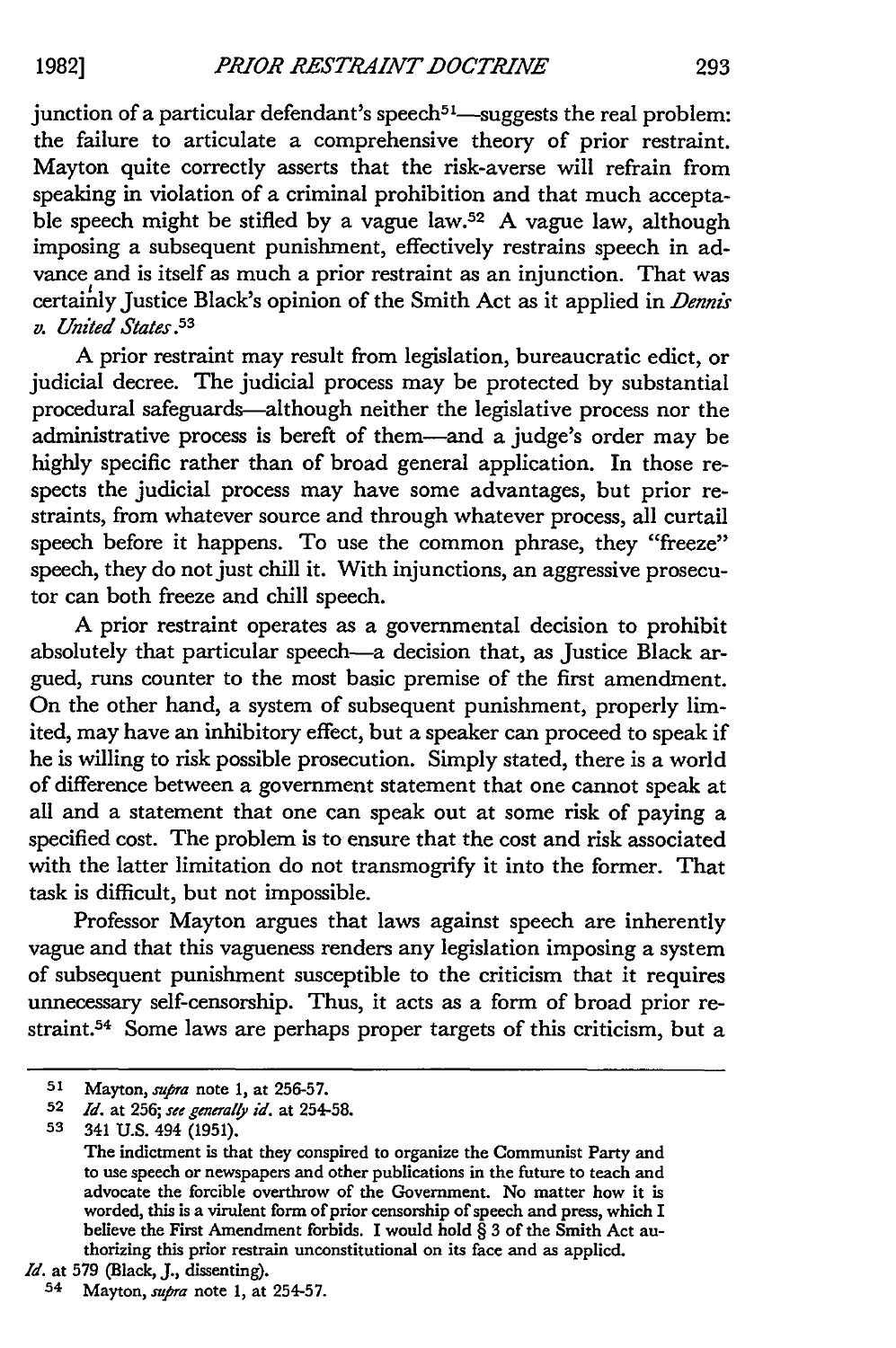junction of a particular defendant's speech[51]—suggests the real problem: the failure to articulate a comprehensive theory of prior restraint. Mayton quite correctly asserts that the risk-averse will refrain from speaking in violation of a criminal prohibition and that much acceptable speech might be stifled by a vague law.[52] A vague law, although imposing a subsequent punishment, effectively restrains speech in advance and is itself as much a prior restraint as an injunction. That was certainly Justice Black's opinion of the Smith Act as it applied in *Dennis v. United States*.[53]

A prior restraint may result from legislation, bureaucratic edict, or judicial decree. The judicial process may be protected by substantial procedural safeguards—although neither the legislative process nor the administrative process is bereft of them—and a judge's order may be highly specific rather than of broad general application. In those respects the judicial process may have some advantages, but prior restraints, from whatever source and through whatever process, all curtail speech before it happens. To use the common phrase, they "freeze" speech, they do not just chill it. With injunctions, an aggressive prosecutor can both freeze and chill speech.

A prior restraint operates as a governmental decision to prohibit absolutely that particular speech—a decision that, as Justice Black argued, runs counter to the most basic premise of the first amendment. On the other hand, a system of subsequent punishment, properly limited, may have an inhibitory effect, but a speaker can proceed to speak if he is willing to risk possible prosecution. Simply stated, there is a world of difference between a government statement that one cannot speak at all and a statement that one can speak out at some risk of paying a specified cost. The problem is to ensure that the cost and risk associated with the latter limitation do not transmogrify it into the former. That task is difficult, but not impossible.

Professor Mayton argues that laws against speech are inherently vague and that this vagueness renders any legislation imposing a system of subsequent punishment susceptible to the criticism that it requires unnecessary self-censorship. Thus, it acts as a form of broad prior restraint.[54] Some laws are perhaps proper targets of this criticism, but a

---

[51] Mayton, *supra* note 1, at 256-57.

[52] *Id.* at 256; *see generally id.* at 254-58.

[53] 341 U.S. 494 (1951).

> The indictment is that they conspired to organize the Communist Party and to use speech or newspapers and other publications in the future to teach and advocate the forcible overthrow of the Government. No matter how it is worded, this is a virulent form of prior censorship of speech and press, which I believe the First Amendment forbids. I would hold § 3 of the Smith Act authorizing this prior restrain unconstitutional on its face and as applied.

*Id.* at 579 (Black, J., dissenting).

[54] Mayton, *supra* note 1, at 254-57.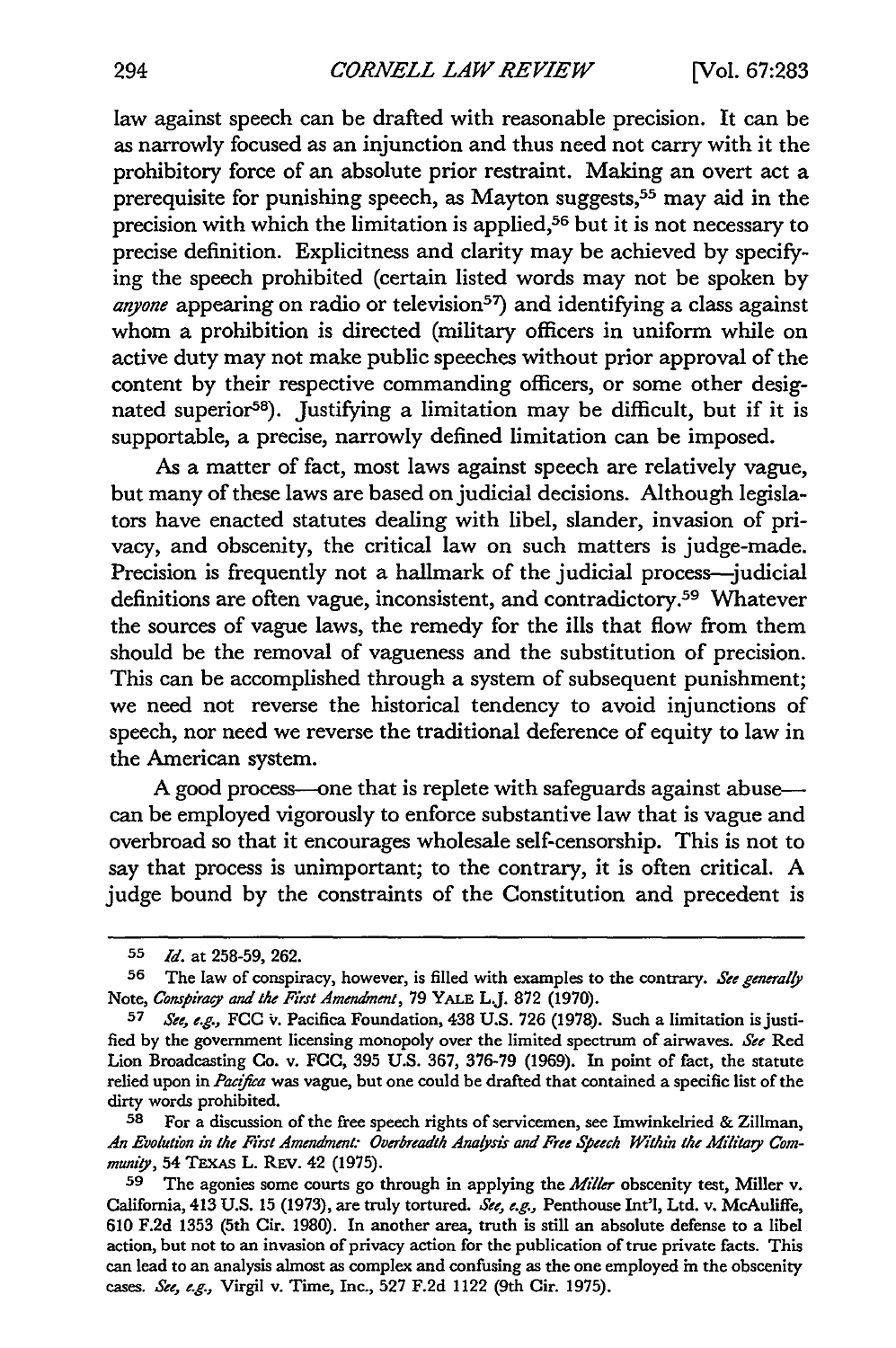law against speech can be drafted with reasonable precision. It can be as narrowly focused as an injunction and thus need not carry with it the prohibitory force of an absolute prior restraint. Making an overt act a prerequisite for punishing speech, as Mayton suggests,[55] may aid in the precision with which the limitation is applied,[56] but it is not necessary to precise definition. Explicitness and clarity may be achieved by specifying the speech prohibited (certain listed words may not be spoken by *anyone* appearing on radio or television[57]) and identifying a class against whom a prohibition is directed (military officers in uniform while on active duty may not make public speeches without prior approval of the content by their respective commanding officers, or some other designated superior[58]). Justifying a limitation may be difficult, but if it is supportable, a precise, narrowly defined limitation can be imposed.

As a matter of fact, most laws against speech are relatively vague, but many of these laws are based on judicial decisions. Although legislators have enacted statutes dealing with libel, slander, invasion of privacy, and obscenity, the critical law on such matters is judge-made. Precision is frequently not a hallmark of the judicial process—judicial definitions are often vague, inconsistent, and contradictory.[59] Whatever the sources of vague laws, the remedy for the ills that flow from them should be the removal of vagueness and the substitution of precision. This can be accomplished through a system of subsequent punishment; we need not reverse the historical tendency to avoid injunctions of speech, nor need we reverse the traditional deference of equity to law in the American system.

A good process—one that is replete with safeguards against abuse—can be employed vigorously to enforce substantive law that is vague and overbroad so that it encourages wholesale self-censorship. This is not to say that process is unimportant; to the contrary, it is often critical. A judge bound by the constraints of the Constitution and precedent is

---

[55] *Id.* at 258-59, 262.

[56] The law of conspiracy, however, is filled with examples to the contrary. *See generally* Note, *Conspiracy and the First Amendment*, 79 YALE L.J. 872 (1970).

[57] *See, e.g.,* FCC v. Pacifica Foundation, 438 U.S. 726 (1978). Such a limitation is justified by the government licensing monopoly over the limited spectrum of airwaves. *See* Red Lion Broadcasting Co. v. FCC, 395 U.S. 367, 376-79 (1969). In point of fact, the statute relied upon in *Pacifica* was vague, but one could be drafted that contained a specific list of the dirty words prohibited.

[58] For a discussion of the free speech rights of servicemen, see Imwinkelried & Zillman, *An Evolution in the First Amendment: Overbreadth Analysis and Free Speech Within the Military Community*, 54 TEXAS L. REV. 42 (1975).

[59] The agonies some courts go through in applying the *Miller* obscenity test, Miller v. California, 413 U.S. 15 (1973), are truly tortured. *See, e.g.,* Penthouse Int'l, Ltd. v. McAuliffe, 610 F.2d 1353 (5th Cir. 1980). In another area, truth is still an absolute defense to a libel action, but not to an invasion of privacy action for the publication of true private facts. This can lead to an analysis almost as complex and confusing as the one employed in the obscenity cases. *See, e.g.,* Virgil v. Time, Inc., 527 F.2d 1122 (9th Cir. 1975).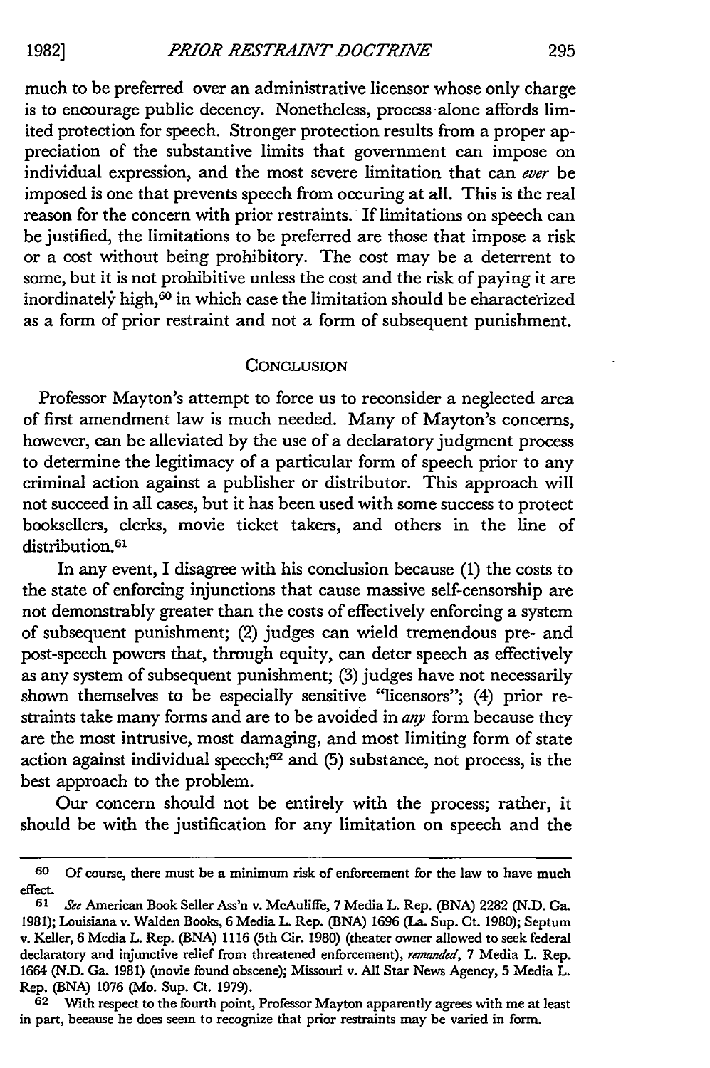much to be preferred over an administrative licensor whose only charge is to encourage public decency. Nonetheless, process alone affords limited protection for speech. Stronger protection results from a proper appreciation of the substantive limits that government can impose on individual expression, and the most severe limitation that can *ever* be imposed is one that prevents speech from occuring at all. This is the real reason for the concern with prior restraints. If limitations on speech can be justified, the limitations to be preferred are those that impose a risk or a cost without being prohibitory. The cost may be a deterrent to some, but it is not prohibitive unless the cost and the risk of paying it are inordinately high,[60] in which case the limitation should be characterized as a form of prior restraint and not a form of subsequent punishment.

## CONCLUSION

Professor Mayton's attempt to force us to reconsider a neglected area of first amendment law is much needed. Many of Mayton's concerns, however, can be alleviated by the use of a declaratory judgment process to determine the legitimacy of a particular form of speech prior to any criminal action against a publisher or distributor. This approach will not succeed in all cases, but it has been used with some success to protect booksellers, clerks, movie ticket takers, and others in the line of distribution.[61]

In any event, I disagree with his conclusion because (1) the costs to the state of enforcing injunctions that cause massive self-censorship are not demonstrably greater than the costs of effectively enforcing a system of subsequent punishment; (2) judges can wield tremendous pre- and post-speech powers that, through equity, can deter speech as effectively as any system of subsequent punishment; (3) judges have not necessarily shown themselves to be especially sensitive "licensors"; (4) prior restraints take many forms and are to be avoided in *any* form because they are the most intrusive, most damaging, and most limiting form of state action against individual speech;[62] and (5) substance, not process, is the best approach to the problem.

Our concern should not be entirely with the process; rather, it should be with the justification for any limitation on speech and the

---

60 Of course, there must be a minimum risk of enforcement for the law to have much effect.

61 *See* American Book Seller Ass'n v. McAuliffe, 7 Media L. Rep. (BNA) 2282 (N.D. Ga. 1981); Louisiana v. Walden Books, 6 Media L. Rep. (BNA) 1696 (La. Sup. Ct. 1980); Septum v. Keller, 6 Media L. Rep. (BNA) 1116 (5th Cir. 1980) (theater owner allowed to seek federal declaratory and injunctive relief from threatened enforcement), *remanded*, 7 Media L. Rep. 1664 (N.D. Ga. 1981) (movie found obscene); Missouri v. All Star News Agency, 5 Media L. Rep. (BNA) 1076 (Mo. Sup. Ct. 1979).

62 With respect to the fourth point, Professor Mayton apparently agrees with me at least in part, because he does seem to recognize that prior restraints may be varied in form.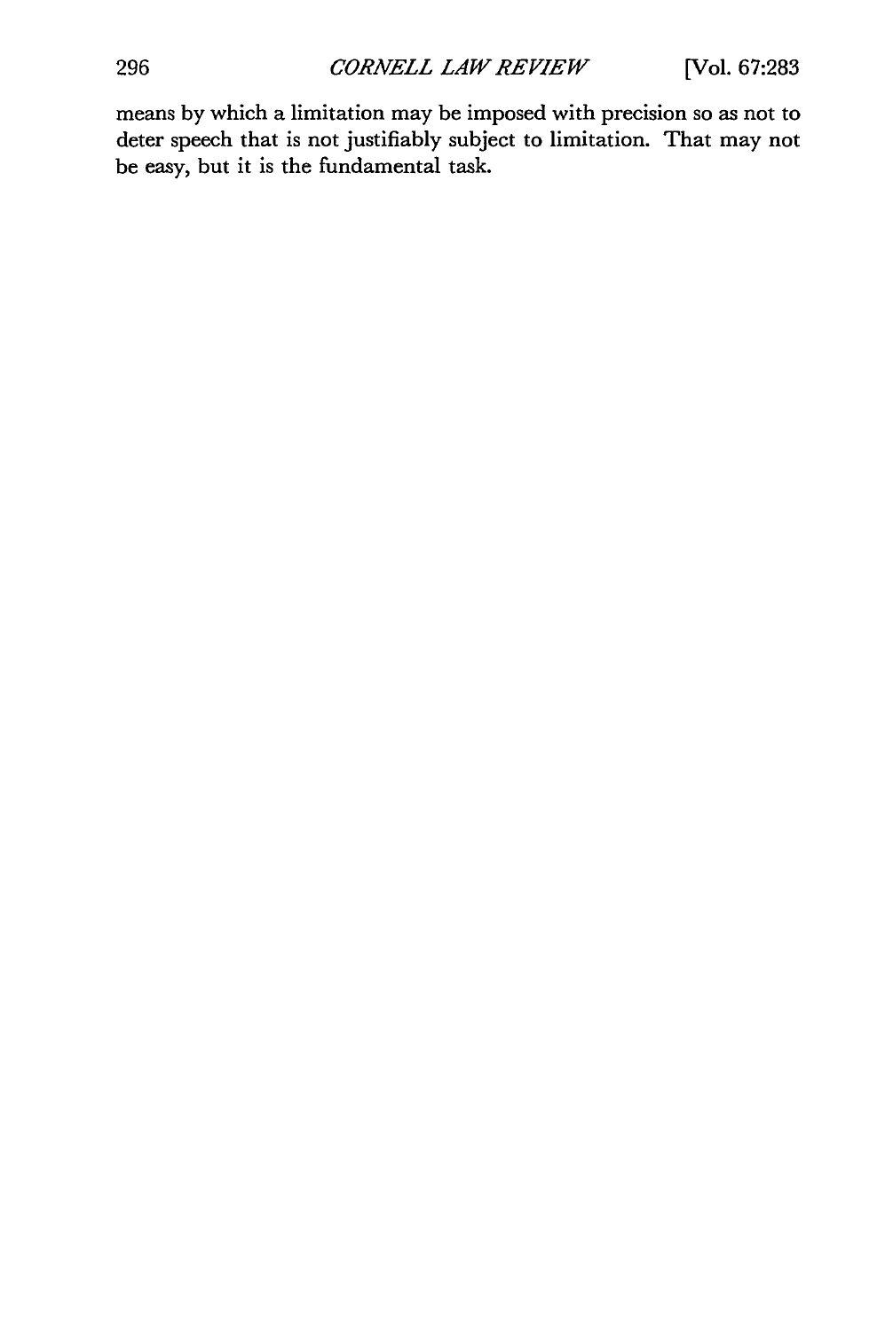means by which a limitation may be imposed with precision so as not to deter speech that is not justifiably subject to limitation. That may not be easy, but it is the fundamental task.